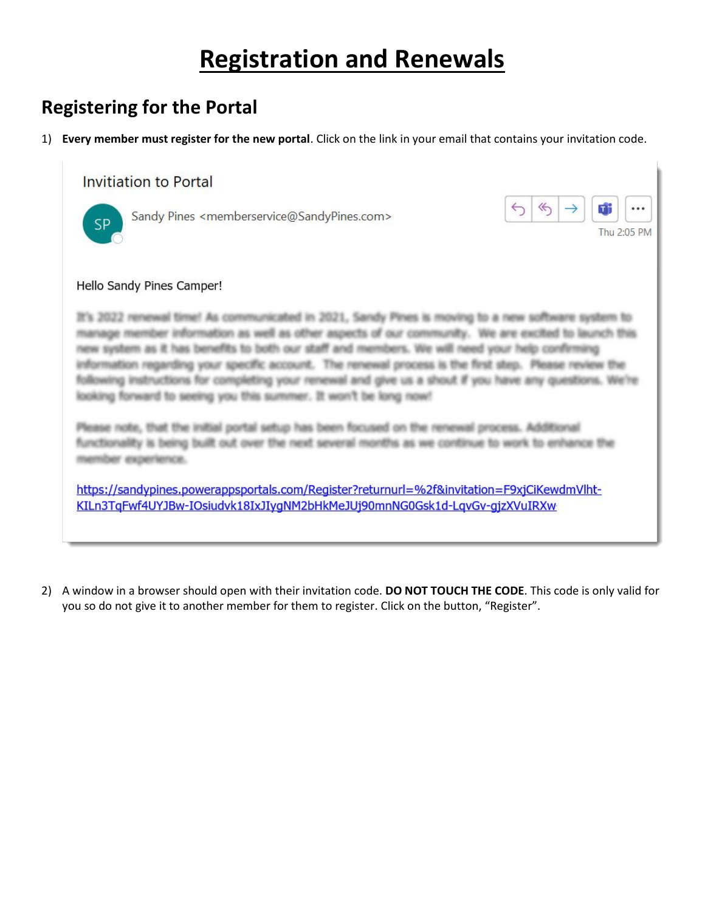# Registration and Renewals

## Registering for the Portal

1) **Every member must register for the new portal**. Click on the link in your email that contains your invitation code.

Invitiation to Portal

Sandy Pines <memberservice@SandyPines.com>

Thu 2:05 PM

Hello Sandy Pines Camper!

It's 2022 renewal time! As communicated in 2021, Sandy Pines is moving to a new software system to manage member information as well as other aspects of our community. We are excited to launch this new system as it has benefits to both our staff and members. We will need your help confirming information regarding your specific account. The renewal process is the first step. Please review the following instructions for completing your renewal and give us a shout if you have any questions. We're looking forward to seeing you this summer. It won't be long now!

Please note, that the initial portal setup has been focused on the renewal process. Additional functionality is being built out over the next several months as we continue to work to enhance the member experience.

https://sandypines.powerappsportals.com/Register?returnurl=%2f&invitation=F9xjCiKewdmVlht-KILn3TqFwf4UYJBw-IOsiudvk18IxJIygNM2bHkMeJUj90mnNG0Gsk1d-LqvGv-gjzXVuIRXw

2) A window in a browser should open with their invitation code. **DO NOT TOUCH THE CODE**. This code is only valid for you so do not give it to another member for them to register. Click on the button, "Register".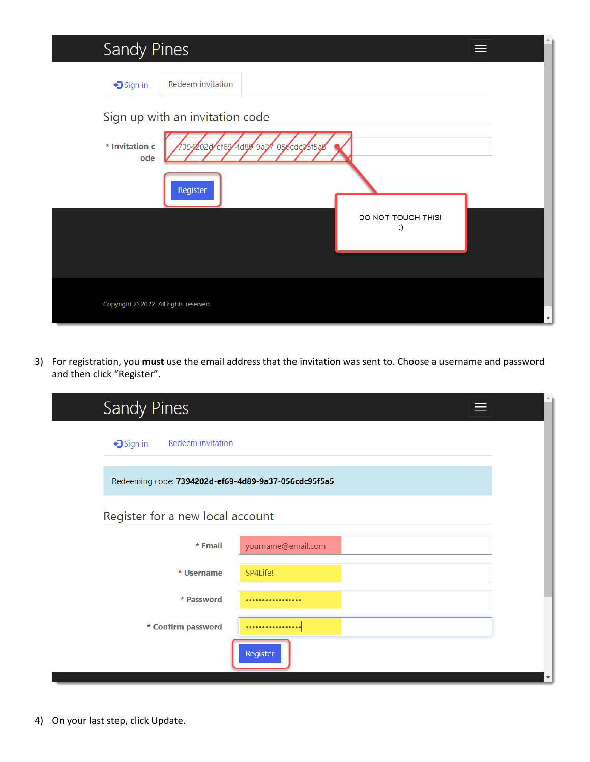Sandy Pines

Sign in | Redeem invitation

Sign up with an invitation code

* Invitation code: 7394202d-ef69-4d89-9a37-056cdc95f5a5

Register

DO NOT TOUCH THIS! :)

Copyright © 2022. All rights reserved.

3) For registration, you **must** use the email address that the invitation was sent to. Choose a username and password and then click "Register".

Sandy Pines

Sign in | Redeem invitation

Redeeming code: **7394202d-ef69-4d89-9a37-056cdc95f5a5**

Register for a new local account

* Email: yourname@email.com
* Username: SP4Life!
* Password: ••••••••••••••••
* Confirm password: ••••••••••••••••

Register

4) On your last step, click Update.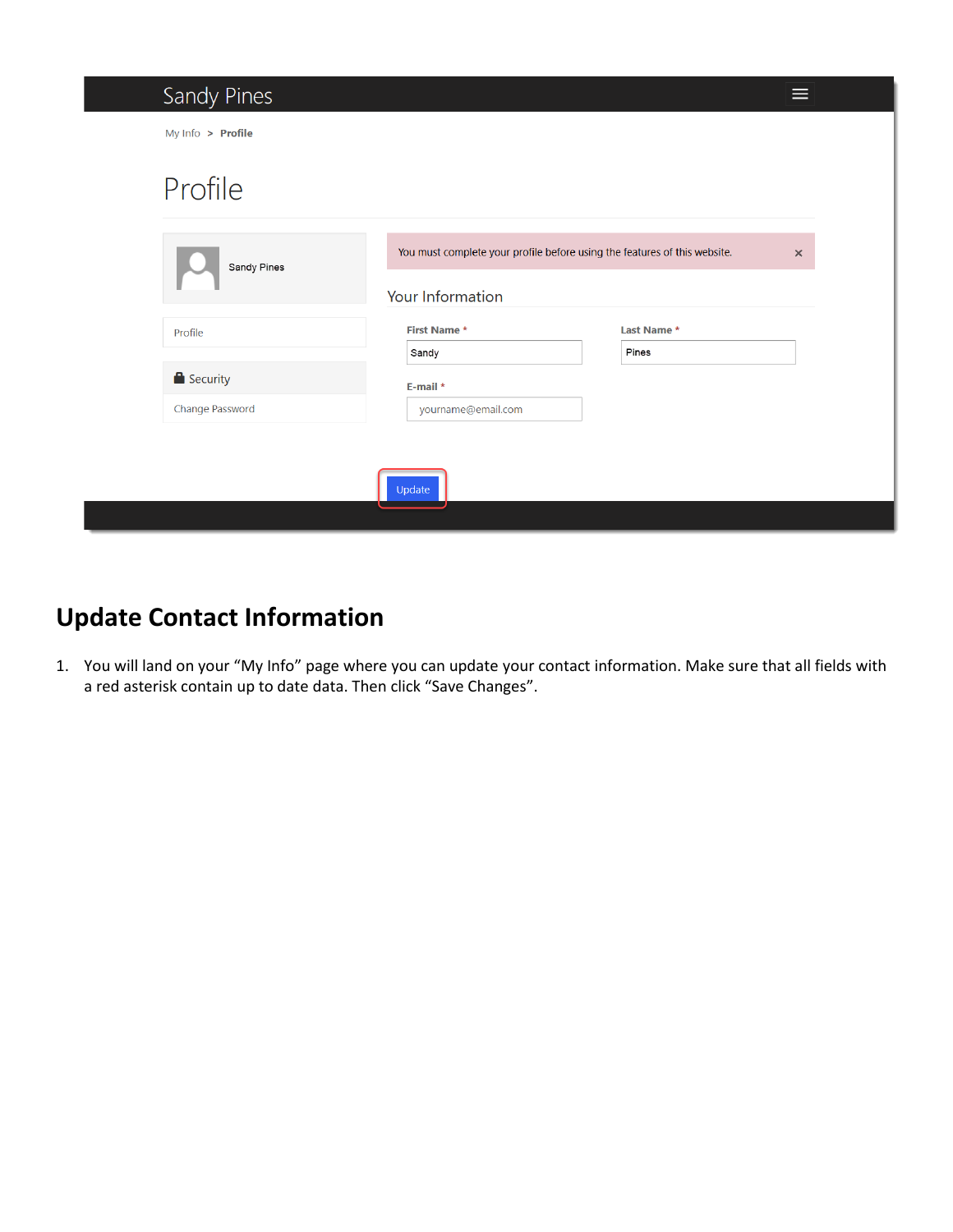## Update Contact Information

1. You will land on your "My Info" page where you can update your contact information. Make sure that all fields with a red asterisk contain up to date data. Then click "Save Changes".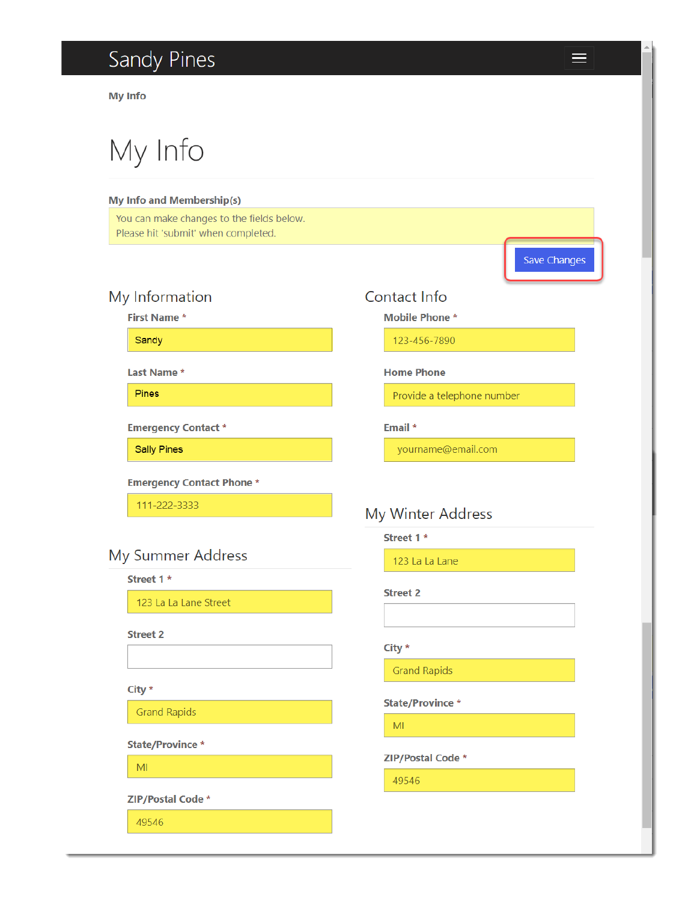# Sandy Pines

My Info

# My Info

**My Info and Membership(s)**

You can make changes to the fields below.
Please hit 'submit' when completed.

Save Changes

## My Information

**First Name ***

Sandy

**Last Name ***

Pines

**Emergency Contact ***

Sally Pines

**Emergency Contact Phone ***

111-222-3333

## My Summer Address

**Street 1 ***

123 La La Lane Street

**Street 2**

**City ***

Grand Rapids

**State/Province ***

MI

**ZIP/Postal Code ***

49546

## Contact Info

**Mobile Phone ***

123-456-7890

**Home Phone**

Provide a telephone number

**Email ***

yourname@email.com

## My Winter Address

**Street 1 ***

123 La La Lane

**Street 2**

**City ***

Grand Rapids

**State/Province ***

MI

**ZIP/Postal Code ***

49546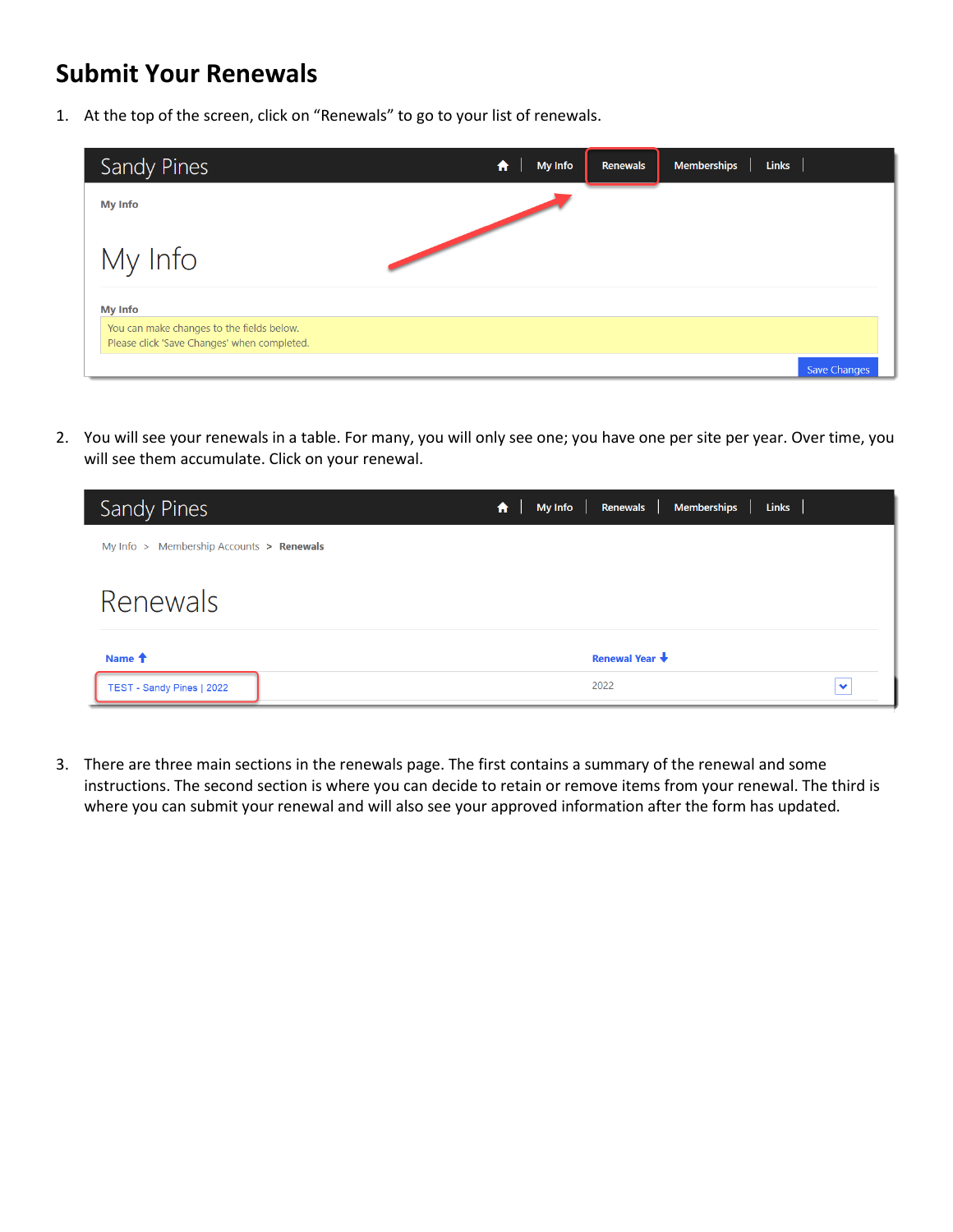# Submit Your Renewals

1. At the top of the screen, click on "Renewals" to go to your list of renewals.

2. You will see your renewals in a table. For many, you will only see one; you have one per site per year. Over time, you will see them accumulate. Click on your renewal.

3. There are three main sections in the renewals page. The first contains a summary of the renewal and some instructions. The second section is where you can decide to retain or remove items from your renewal. The third is where you can submit your renewal and will also see your approved information after the form has updated.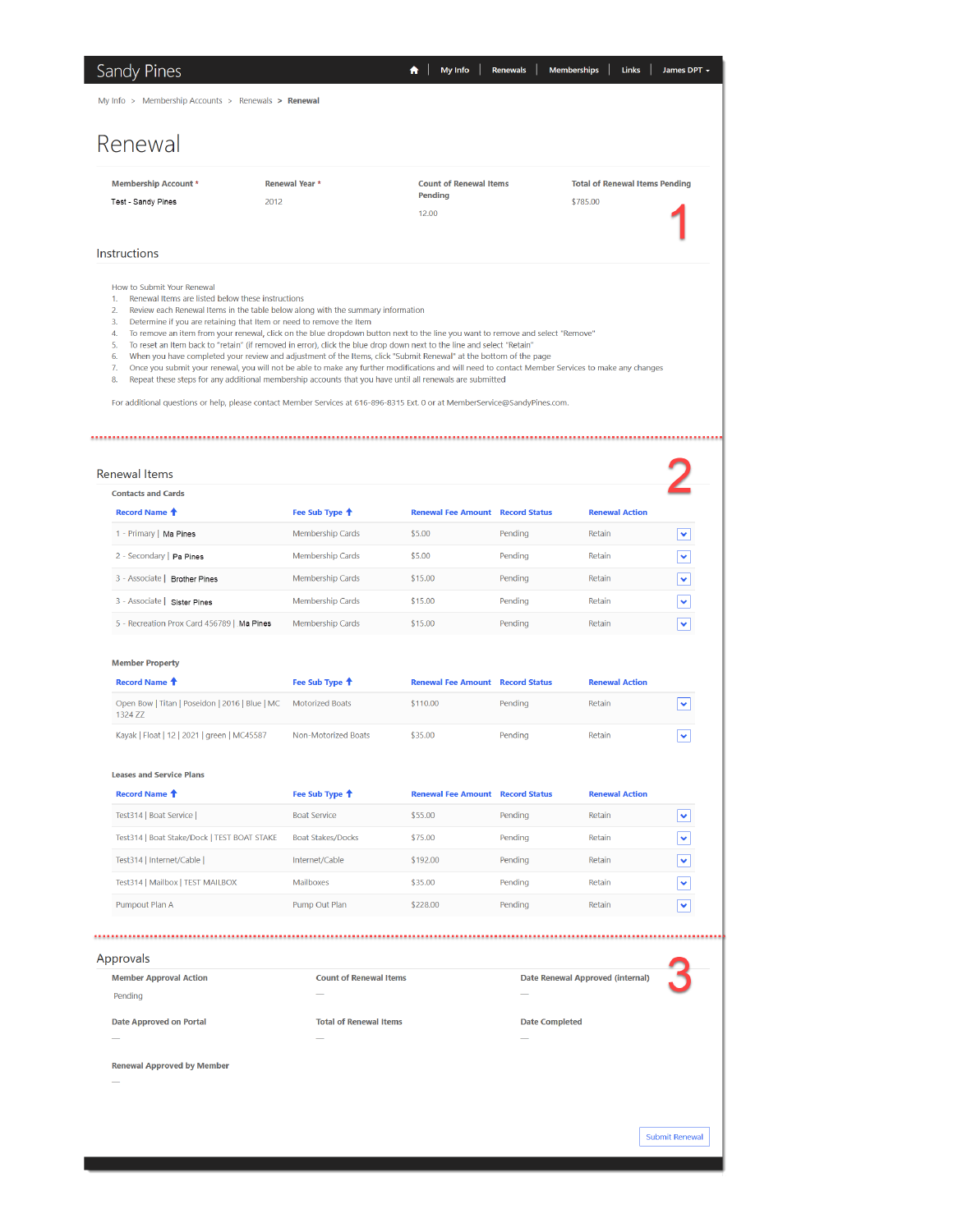Sandy Pines

My Info | Renewals | Memberships | Links | James DPT

My Info > Membership Accounts > Renewals > **Renewal**

# Renewal

| Membership Account * | Renewal Year * | Count of Renewal Items Pending | Total of Renewal Items Pending |
|---|---|---|---|
| Test - Sandy Pines | 2012 | 12.00 | $785.00 |

1

## Instructions

How to Submit Your Renewal

1. Renewal Items are listed below these instructions
2. Review each Renewal Items in the table below along with the summary information
3. Determine if you are retaining that Item or need to remove the Item
4. To remove an item from your renewal, click on the blue dropdown button next to the line you want to remove and select "Remove"
5. To reset an Item back to "retain" (if removed in error), click the blue drop down next to the line and select "Retain"
6. When you have completed your review and adjustment of the Items, click "Submit Renewal" at the bottom of the page
7. Once you submit your renewal, you will not be able to make any further modifications and will need to contact Member Services to make any changes
8. Repeat these steps for any additional membership accounts that you have until all renewals are submitted

For additional questions or help, please contact Member Services at 616-896-8315 Ext. 0 or at MemberService@SandyPines.com.

## Renewal Items

2

### Contacts and Cards

| Record Name | Fee Sub Type | Renewal Fee Amount | Record Status | Renewal Action |
|---|---|---|---|---|
| 1 - Primary \| Ma Pines | Membership Cards | $5.00 | Pending | Retain |
| 2 - Secondary \| Pa Pines | Membership Cards | $5.00 | Pending | Retain |
| 3 - Associate \| Brother Pines | Membership Cards | $15.00 | Pending | Retain |
| 3 - Associate \| Sister Pines | Membership Cards | $15.00 | Pending | Retain |
| 5 - Recreation Prox Card 456789 \| Ma Pines | Membership Cards | $15.00 | Pending | Retain |

### Member Property

| Record Name | Fee Sub Type | Renewal Fee Amount | Record Status | Renewal Action |
|---|---|---|---|---|
| Open Bow \| Titan \| Poseidon \| 2016 \| Blue \| MC 1324 ZZ | Motorized Boats | $110.00 | Pending | Retain |
| Kayak \| Float \| 12 \| 2021 \| green \| MC45587 | Non-Motorized Boats | $35.00 | Pending | Retain |

### Leases and Service Plans

| Record Name | Fee Sub Type | Renewal Fee Amount | Record Status | Renewal Action |
|---|---|---|---|---|
| Test314 \| Boat Service \| | Boat Service | $55.00 | Pending | Retain |
| Test314 \| Boat Stake/Dock \| TEST BOAT STAKE | Boat Stakes/Docks | $75.00 | Pending | Retain |
| Test314 \| Internet/Cable \| | Internet/Cable | $192.00 | Pending | Retain |
| Test314 \| Mailbox \| TEST MAILBOX | Mailboxes | $35.00 | Pending | Retain |
| Pumpout Plan A | Pump Out Plan | $228.00 | Pending | Retain |

## Approvals

3

| Member Approval Action | Count of Renewal Items | Date Renewal Approved (internal) |
|---|---|---|
| Pending | — | — |

| Date Approved on Portal | Total of Renewal Items | Date Completed |
|---|---|---|
| — | — | — |

**Renewal Approved by Member**

—

Submit Renewal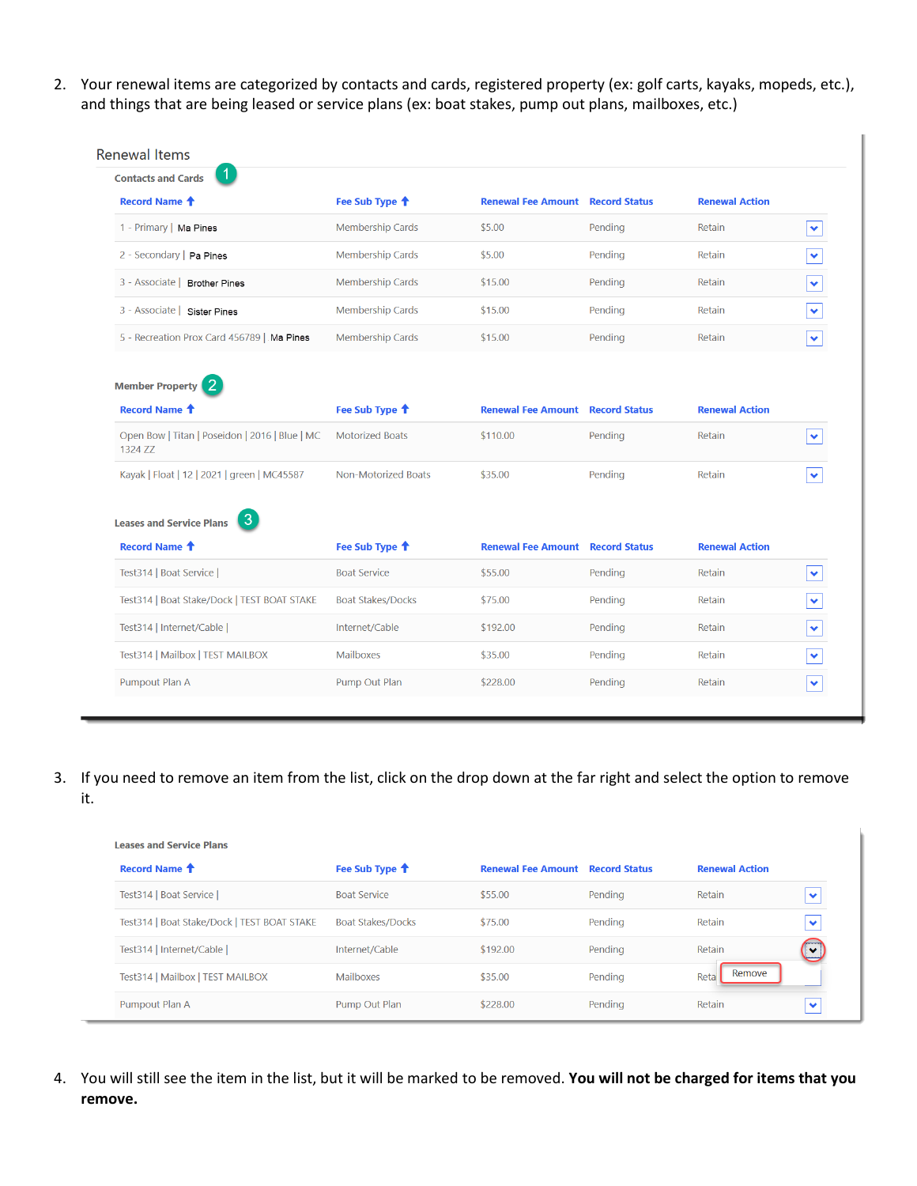2. Your renewal items are categorized by contacts and cards, registered property (ex: golf carts, kayaks, mopeds, etc.), and things that are being leased or service plans (ex: boat stakes, pump out plans, mailboxes, etc.)

Renewal Items

Contacts and Cards 1

| Record Name | Fee Sub Type | Renewal Fee Amount | Record Status | Renewal Action |
|---|---|---|---|---|
| 1 - Primary \| Ma Pines | Membership Cards | $5.00 | Pending | Retain |
| 2 - Secondary \| Pa Pines | Membership Cards | $5.00 | Pending | Retain |
| 3 - Associate \| Brother Pines | Membership Cards | $15.00 | Pending | Retain |
| 3 - Associate \| Sister Pines | Membership Cards | $15.00 | Pending | Retain |
| 5 - Recreation Prox Card 456789 \| Ma Pines | Membership Cards | $15.00 | Pending | Retain |

Member Property 2

| Record Name | Fee Sub Type | Renewal Fee Amount | Record Status | Renewal Action |
|---|---|---|---|---|
| Open Bow \| Titan \| Poseidon \| 2016 \| Blue \| MC 1324 ZZ | Motorized Boats | $110.00 | Pending | Retain |
| Kayak \| Float \| 12 \| 2021 \| green \| MC45587 | Non-Motorized Boats | $35.00 | Pending | Retain |

Leases and Service Plans 3

| Record Name | Fee Sub Type | Renewal Fee Amount | Record Status | Renewal Action |
|---|---|---|---|---|
| Test314 \| Boat Service \| | Boat Service | $55.00 | Pending | Retain |
| Test314 \| Boat Stake/Dock \| TEST BOAT STAKE | Boat Stakes/Docks | $75.00 | Pending | Retain |
| Test314 \| Internet/Cable \| | Internet/Cable | $192.00 | Pending | Retain |
| Test314 \| Mailbox \| TEST MAILBOX | Mailboxes | $35.00 | Pending | Retain |
| Pumpout Plan A | Pump Out Plan | $228.00 | Pending | Retain |

3. If you need to remove an item from the list, click on the drop down at the far right and select the option to remove it.

Leases and Service Plans

| Record Name | Fee Sub Type | Renewal Fee Amount | Record Status | Renewal Action |
|---|---|---|---|---|
| Test314 \| Boat Service \| | Boat Service | $55.00 | Pending | Retain |
| Test314 \| Boat Stake/Dock \| TEST BOAT STAKE | Boat Stakes/Docks | $75.00 | Pending | Retain |
| Test314 \| Internet/Cable \| | Internet/Cable | $192.00 | Pending | Retain |
| Test314 \| Mailbox \| TEST MAILBOX | Mailboxes | $35.00 | Pending | Reta Remove |
| Pumpout Plan A | Pump Out Plan | $228.00 | Pending | Retain |

4. You will still see the item in the list, but it will be marked to be removed. **You will not be charged for items that you remove.**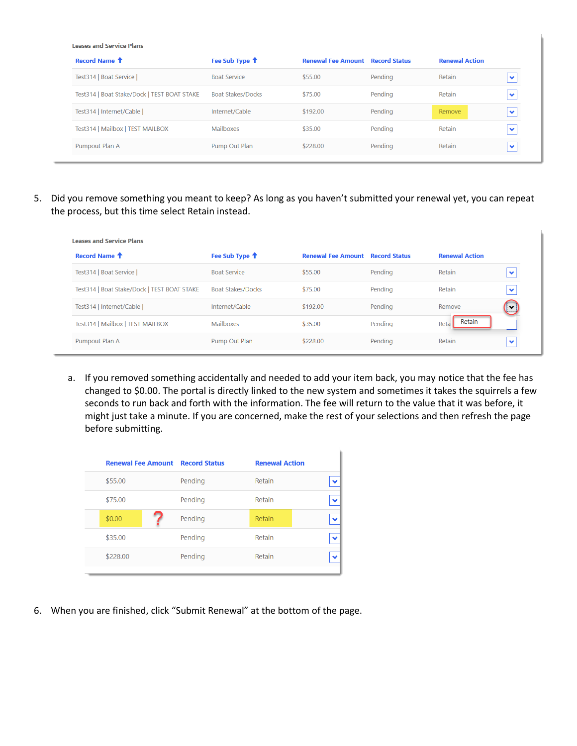**Leases and Service Plans**

| Record Name | Fee Sub Type | Renewal Fee Amount | Record Status | Renewal Action |
|---|---|---|---|---|
| Test314 \| Boat Service \| | Boat Service | $55.00 | Pending | Retain |
| Test314 \| Boat Stake/Dock \| TEST BOAT STAKE | Boat Stakes/Docks | $75.00 | Pending | Retain |
| Test314 \| Internet/Cable \| | Internet/Cable | $192.00 | Pending | Remove |
| Test314 \| Mailbox \| TEST MAILBOX | Mailboxes | $35.00 | Pending | Retain |
| Pumpout Plan A | Pump Out Plan | $228.00 | Pending | Retain |

5. Did you remove something you meant to keep? As long as you haven't submitted your renewal yet, you can repeat the process, but this time select Retain instead.

**Leases and Service Plans**

| Record Name | Fee Sub Type | Renewal Fee Amount | Record Status | Renewal Action |
|---|---|---|---|---|
| Test314 \| Boat Service \| | Boat Service | $55.00 | Pending | Retain |
| Test314 \| Boat Stake/Dock \| TEST BOAT STAKE | Boat Stakes/Docks | $75.00 | Pending | Retain |
| Test314 \| Internet/Cable \| | Internet/Cable | $192.00 | Pending | Remove |
| Test314 \| Mailbox \| TEST MAILBOX | Mailboxes | $35.00 | Pending | Retain |
| Pumpout Plan A | Pump Out Plan | $228.00 | Pending | Retain |

   a. If you removed something accidentally and needed to add your item back, you may notice that the fee has changed to $0.00. The portal is directly linked to the new system and sometimes it takes the squirrels a few seconds to run back and forth with the information. The fee will return to the value that it was before, it might just take a minute. If you are concerned, make the rest of your selections and then refresh the page before submitting.

| Renewal Fee Amount | Record Status | Renewal Action |
|---|---|---|
| $55.00 | Pending | Retain |
| $75.00 | Pending | Retain |
| $0.00 ? | Pending | Retain |
| $35.00 | Pending | Retain |
| $228.00 | Pending | Retain |

6. When you are finished, click "Submit Renewal" at the bottom of the page.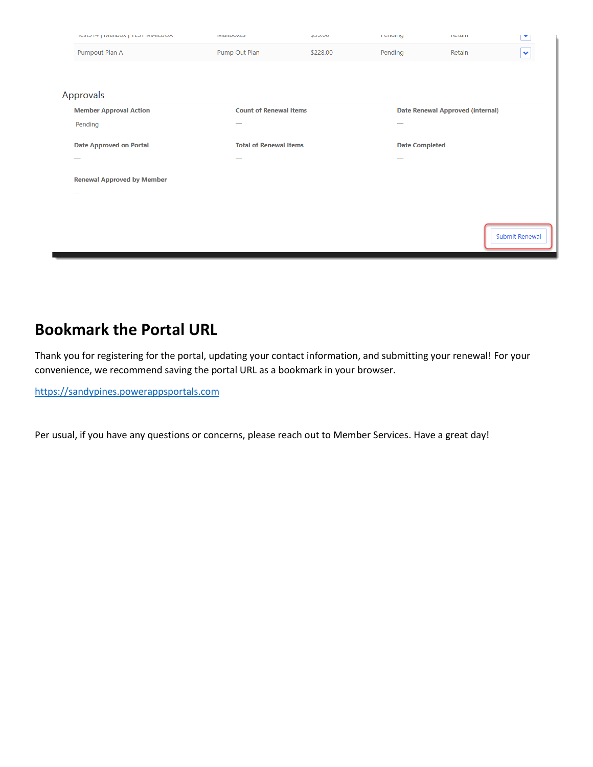| | | | | |
|---|---|---|---|---|
| Test314 \| Mailbox \| TEST MAILBOX | Mailboxes | $35.00 | Pending | Retain |
| Pumpout Plan A | Pump Out Plan | $228.00 | Pending | Retain |

Approvals

| Member Approval Action | Count of Renewal Items | Date Renewal Approved (internal) |
|---|---|---|
| Pending | — | — |

| Date Approved on Portal | Total of Renewal Items | Date Completed |
|---|---|---|
| — | — | — |

**Renewal Approved by Member**

—

Submit Renewal

## Bookmark the Portal URL

Thank you for registering for the portal, updating your contact information, and submitting your renewal! For your convenience, we recommend saving the portal URL as a bookmark in your browser.

https://sandypines.powerappsportals.com

Per usual, if you have any questions or concerns, please reach out to Member Services. Have a great day!